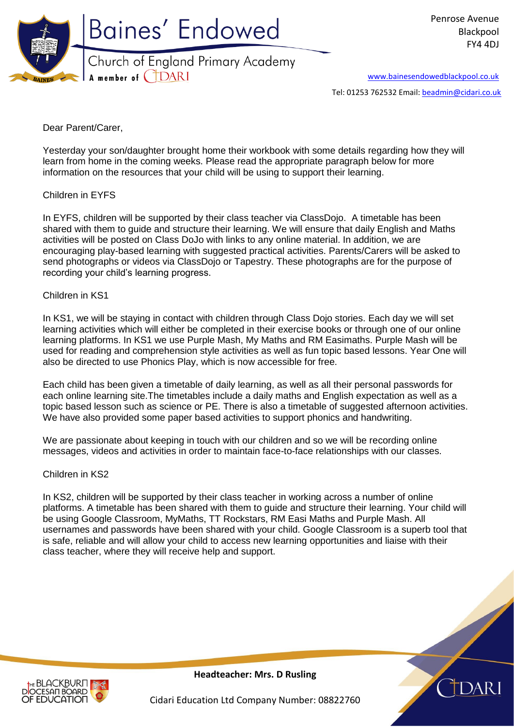# Baines' Endowed

Church of England Primary Academy

A member of CIDARI

Penrose Avenue
Blackpool
FY4 4DJ

www.bainesendowedblackpool.co.uk

Tel: 01253 762532 Email: beadmin@cidari.co.uk

Dear Parent/Carer,

Yesterday your son/daughter brought home their workbook with some details regarding how they will learn from home in the coming weeks. Please read the appropriate paragraph below for more information on the resources that your child will be using to support their learning.

Children in EYFS

In EYFS, children will be supported by their class teacher via ClassDojo. A timetable has been shared with them to guide and structure their learning. We will ensure that daily English and Maths activities will be posted on Class DoJo with links to any online material. In addition, we are encouraging play-based learning with suggested practical activities. Parents/Carers will be asked to send photographs or videos via ClassDojo or Tapestry. These photographs are for the purpose of recording your child's learning progress.

Children in KS1

In KS1, we will be staying in contact with children through Class Dojo stories. Each day we will set learning activities which will either be completed in their exercise books or through one of our online learning platforms. In KS1 we use Purple Mash, My Maths and RM Easimaths. Purple Mash will be used for reading and comprehension style activities as well as fun topic based lessons. Year One will also be directed to use Phonics Play, which is now accessible for free.

Each child has been given a timetable of daily learning, as well as all their personal passwords for each online learning site.The timetables include a daily maths and English expectation as well as a topic based lesson such as science or PE. There is also a timetable of suggested afternoon activities. We have also provided some paper based activities to support phonics and handwriting.

We are passionate about keeping in touch with our children and so we will be recording online messages, videos and activities in order to maintain face-to-face relationships with our classes.

Children in KS2

In KS2, children will be supported by their class teacher in working across a number of online platforms. A timetable has been shared with them to guide and structure their learning. Your child will be using Google Classroom, MyMaths, TT Rockstars, RM Easi Maths and Purple Mash. All usernames and passwords have been shared with your child. Google Classroom is a superb tool that is safe, reliable and will allow your child to access new learning opportunities and liaise with their class teacher, where they will receive help and support.

**Headteacher: Mrs. D Rusling**

Cidari Education Ltd Company Number: 08822760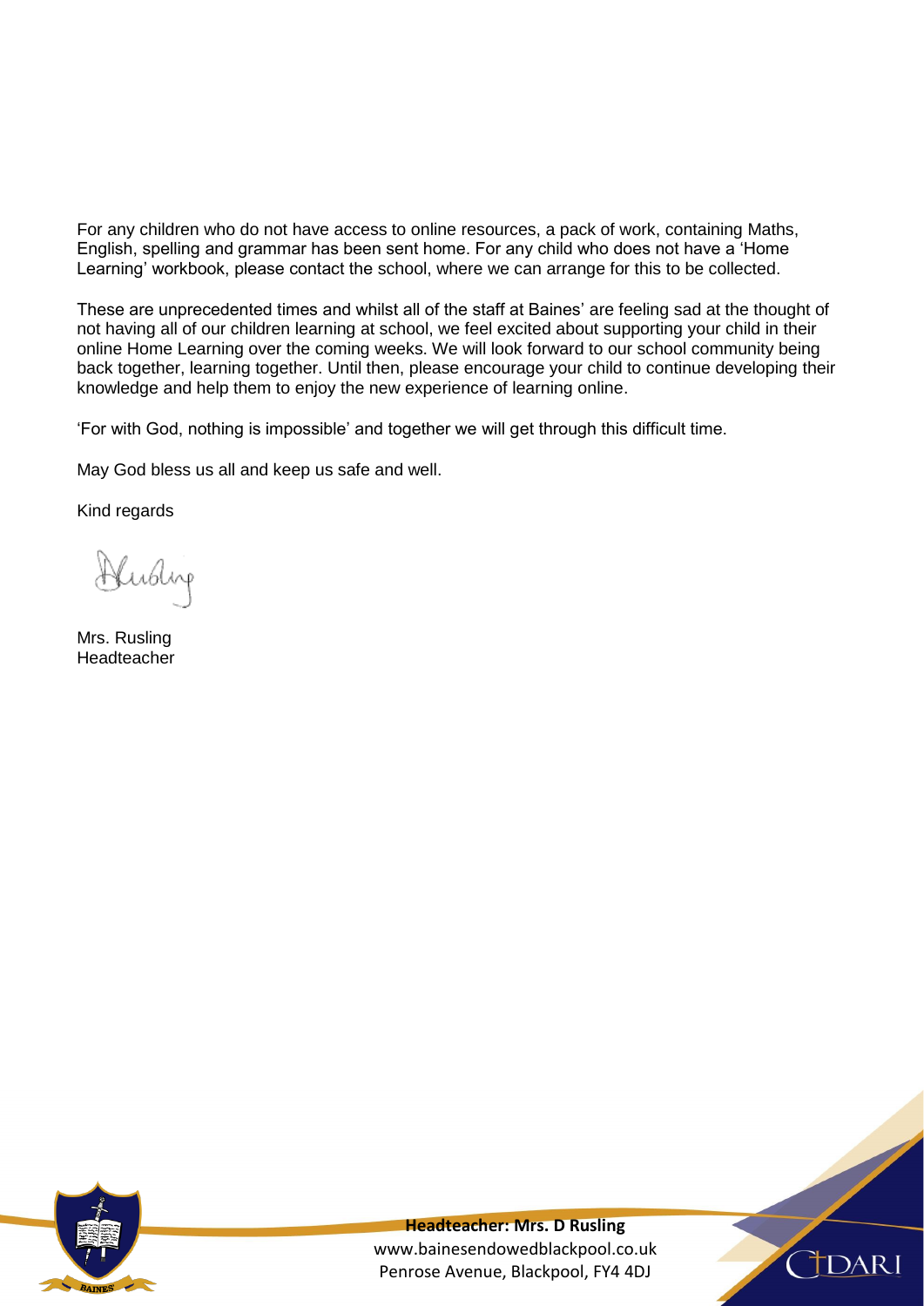For any children who do not have access to online resources, a pack of work, containing Maths, English, spelling and grammar has been sent home. For any child who does not have a 'Home Learning' workbook, please contact the school, where we can arrange for this to be collected.

These are unprecedented times and whilst all of the staff at Baines' are feeling sad at the thought of not having all of our children learning at school, we feel excited about supporting your child in their online Home Learning over the coming weeks. We will look forward to our school community being back together, learning together. Until then, please encourage your child to continue developing their knowledge and help them to enjoy the new experience of learning online.

'For with God, nothing is impossible' and together we will get through this difficult time.

May God bless us all and keep us safe and well.

Kind regards

Mrs. Rusling
Headteacher